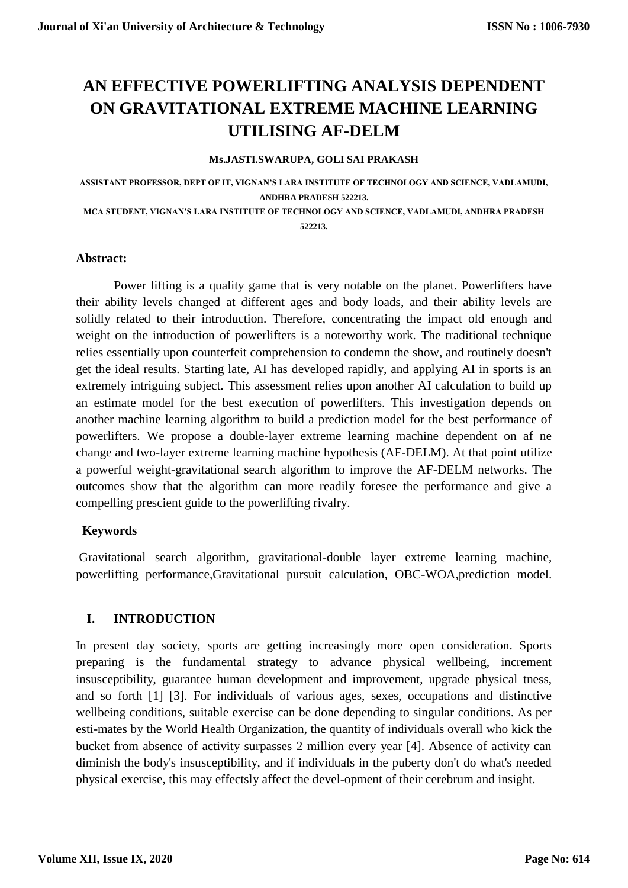# AN EFFECTIVE POWERLIFTING ANALYSIS DEPENDENT ON GRAVITATIONAL EXTREME MACHINE LEARNING UTILISING AF-DELM

**Ms.JASTI.SWARUPA, GOLI SAI PRAKASH**

ASSISTANT PROFESSOR, DEPT OF IT, VIGNAN'S LARA INSTITUTE OF TECHNOLOGY AND SCIENCE, VADLAMUDI, ANDHRA PRADESH 522213.

MCA STUDENT, VIGNAN'S LARA INSTITUTE OF TECHNOLOGY AND SCIENCE, VADLAMUDI, ANDHRA PRADESH 522213.

**Abstract:**

Power lifting is a quality game that is very notable on the planet. Powerlifters have their ability levels changed at different ages and body loads, and their ability levels are solidly related to their introduction. Therefore, concentrating the impact old enough and weight on the introduction of powerlifters is a noteworthy work. The traditional technique relies essentially upon counterfeit comprehension to condemn the show, and routinely doesn't get the ideal results. Starting late, AI has developed rapidly, and applying AI in sports is an extremely intriguing subject. This assessment relies upon another AI calculation to build up an estimate model for the best execution of powerlifters. This investigation depends on another machine learning algorithm to build a prediction model for the best performance of powerlifters. We propose a double-layer extreme learning machine dependent on af ne change and two-layer extreme learning machine hypothesis (AF-DELM). At that point utilize a powerful weight-gravitational search algorithm to improve the AF-DELM networks. The outcomes show that the algorithm can more readily foresee the performance and give a compelling prescient guide to the powerlifting rivalry.

**Keywords**

Gravitational search algorithm, gravitational-double layer extreme learning machine, powerlifting performance,Gravitational pursuit calculation, OBC-WOA,prediction model.

## I. INTRODUCTION

In present day society, sports are getting increasingly more open consideration. Sports preparing is the fundamental strategy to advance physical wellbeing, increment insusceptibility, guarantee human development and improvement, upgrade physical tness, and so forth [1] [3]. For individuals of various ages, sexes, occupations and distinctive wellbeing conditions, suitable exercise can be done depending to singular conditions. As per esti-mates by the World Health Organization, the quantity of individuals overall who kick the bucket from absence of activity surpasses 2 million every year [4]. Absence of activity can diminish the body's insusceptibility, and if individuals in the puberty don't do what's needed physical exercise, this may effectsly affect the devel-opment of their cerebrum and insight.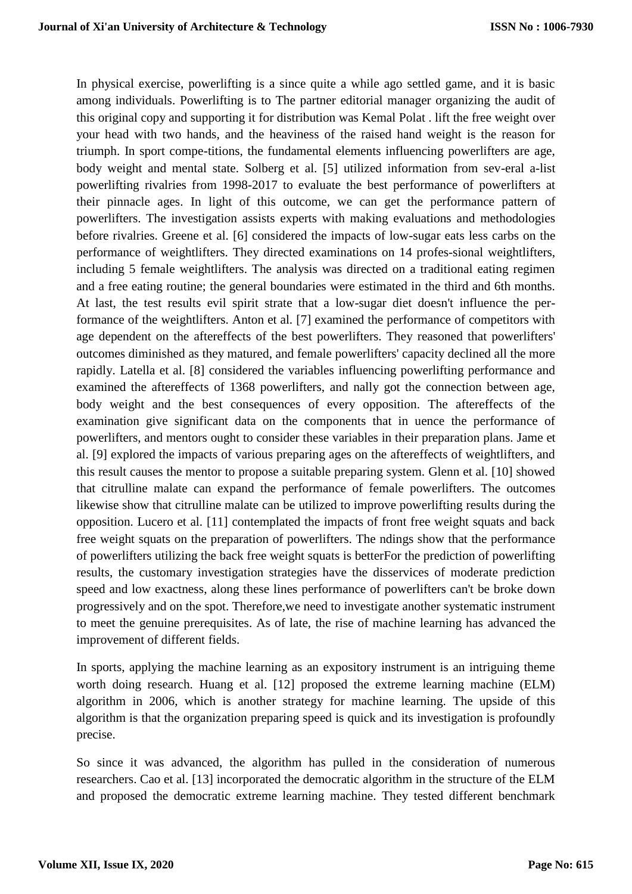In physical exercise, powerlifting is a since quite a while ago settled game, and it is basic among individuals. Powerlifting is to The partner editorial manager organizing the audit of this original copy and supporting it for distribution was Kemal Polat . lift the free weight over your head with two hands, and the heaviness of the raised hand weight is the reason for triumph. In sport compe-titions, the fundamental elements influencing powerlifters are age, body weight and mental state. Solberg et al. [5] utilized information from sev-eral a-list powerlifting rivalries from 1998-2017 to evaluate the best performance of powerlifters at their pinnacle ages. In light of this outcome, we can get the performance pattern of powerlifters. The investigation assists experts with making evaluations and methodologies before rivalries. Greene et al. [6] considered the impacts of low-sugar eats less carbs on the performance of weightlifters. They directed examinations on 14 profes-sional weightlifters, including 5 female weightlifters. The analysis was directed on a traditional eating regimen and a free eating routine; the general boundaries were estimated in the third and 6th months. At last, the test results evil spirit strate that a low-sugar diet doesn't influence the per-formance of the weightlifters. Anton et al. [7] examined the performance of competitors with age dependent on the aftereffects of the best powerlifters. They reasoned that powerlifters' outcomes diminished as they matured, and female powerlifters' capacity declined all the more rapidly. Latella et al. [8] considered the variables influencing powerlifting performance and examined the aftereffects of 1368 powerlifters, and nally got the connection between age, body weight and the best consequences of every opposition. The aftereffects of the examination give significant data on the components that in uence the performance of powerlifters, and mentors ought to consider these variables in their preparation plans. Jame et al. [9] explored the impacts of various preparing ages on the aftereffects of weightlifters, and this result causes the mentor to propose a suitable preparing system. Glenn et al. [10] showed that citrulline malate can expand the performance of female powerlifters. The outcomes likewise show that citrulline malate can be utilized to improve powerlifting results during the opposition. Lucero et al. [11] contemplated the impacts of front free weight squats and back free weight squats on the preparation of powerlifters. The ndings show that the performance of powerlifters utilizing the back free weight squats is betterFor the prediction of powerlifting results, the customary investigation strategies have the disservices of moderate prediction speed and low exactness, along these lines performance of powerlifters can't be broke down progressively and on the spot. Therefore,we need to investigate another systematic instrument to meet the genuine prerequisites. As of late, the rise of machine learning has advanced the improvement of different fields.

In sports, applying the machine learning as an expository instrument is an intriguing theme worth doing research. Huang et al. [12] proposed the extreme learning machine (ELM) algorithm in 2006, which is another strategy for machine learning. The upside of this algorithm is that the organization preparing speed is quick and its investigation is profoundly precise.

So since it was advanced, the algorithm has pulled in the consideration of numerous researchers. Cao et al. [13] incorporated the democratic algorithm in the structure of the ELM and proposed the democratic extreme learning machine. They tested different benchmark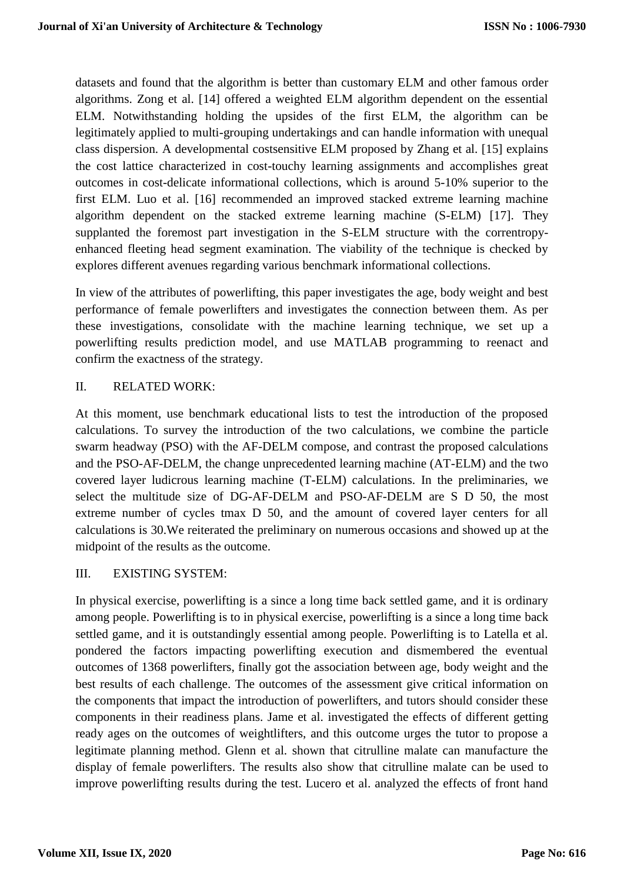datasets and found that the algorithm is better than customary ELM and other famous order algorithms. Zong et al. [14] offered a weighted ELM algorithm dependent on the essential ELM. Notwithstanding holding the upsides of the first ELM, the algorithm can be legitimately applied to multi-grouping undertakings and can handle information with unequal class dispersion. A developmental costsensitive ELM proposed by Zhang et al. [15] explains the cost lattice characterized in cost-touchy learning assignments and accomplishes great outcomes in cost-delicate informational collections, which is around 5-10% superior to the first ELM. Luo et al. [16] recommended an improved stacked extreme learning machine algorithm dependent on the stacked extreme learning machine (S-ELM) [17]. They supplanted the foremost part investigation in the S-ELM structure with the correntropy-enhanced fleeting head segment examination. The viability of the technique is checked by explores different avenues regarding various benchmark informational collections.

In view of the attributes of powerlifting, this paper investigates the age, body weight and best performance of female powerlifters and investigates the connection between them. As per these investigations, consolidate with the machine learning technique, we set up a powerlifting results prediction model, and use MATLAB programming to reenact and confirm the exactness of the strategy.

## II. RELATED WORK:

At this moment, use benchmark educational lists to test the introduction of the proposed calculations. To survey the introduction of the two calculations, we combine the particle swarm headway (PSO) with the AF-DELM compose, and contrast the proposed calculations and the PSO-AF-DELM, the change unprecedented learning machine (AT-ELM) and the two covered layer ludicrous learning machine (T-ELM) calculations. In the preliminaries, we select the multitude size of DG-AF-DELM and PSO-AF-DELM are S D 50, the most extreme number of cycles tmax D 50, and the amount of covered layer centers for all calculations is 30.We reiterated the preliminary on numerous occasions and showed up at the midpoint of the results as the outcome.

## III. EXISTING SYSTEM:

In physical exercise, powerlifting is a since a long time back settled game, and it is ordinary among people. Powerlifting is to in physical exercise, powerlifting is a since a long time back settled game, and it is outstandingly essential among people. Powerlifting is to Latella et al. pondered the factors impacting powerlifting execution and dismembered the eventual outcomes of 1368 powerlifters, finally got the association between age, body weight and the best results of each challenge. The outcomes of the assessment give critical information on the components that impact the introduction of powerlifters, and tutors should consider these components in their readiness plans. Jame et al. investigated the effects of different getting ready ages on the outcomes of weightlifters, and this outcome urges the tutor to propose a legitimate planning method. Glenn et al. shown that citrulline malate can manufacture the display of female powerlifters. The results also show that citrulline malate can be used to improve powerlifting results during the test. Lucero et al. analyzed the effects of front hand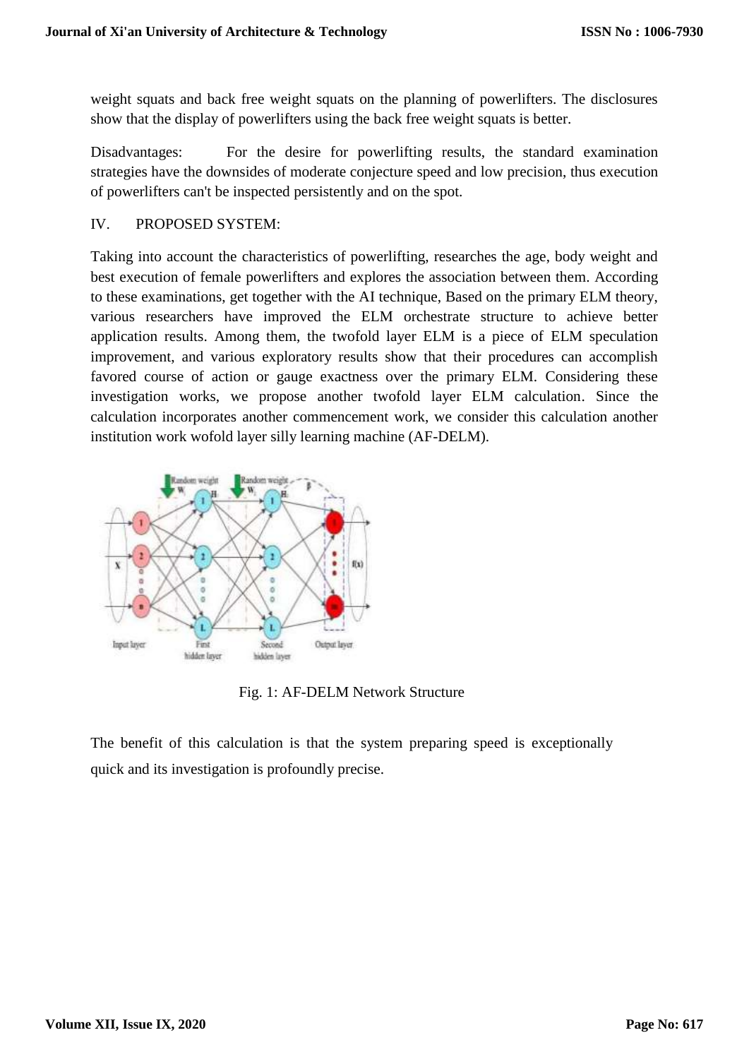weight squats and back free weight squats on the planning of powerlifters. The disclosures show that the display of powerlifters using the back free weight squats is better.

Disadvantages: For the desire for powerlifting results, the standard examination strategies have the downsides of moderate conjecture speed and low precision, thus execution of powerlifters can't be inspected persistently and on the spot.

## IV. PROPOSED SYSTEM:

Taking into account the characteristics of powerlifting, researches the age, body weight and best execution of female powerlifters and explores the association between them. According to these examinations, get together with the AI technique, Based on the primary ELM theory, various researchers have improved the ELM orchestrate structure to achieve better application results. Among them, the twofold layer ELM is a piece of ELM speculation improvement, and various exploratory results show that their procedures can accomplish favored course of action or gauge exactness over the primary ELM. Considering these investigation works, we propose another twofold layer ELM calculation. Since the calculation incorporates another commencement work, we consider this calculation another institution work wofold layer silly learning machine (AF-DELM).

Fig. 1: AF-DELM Network Structure

The benefit of this calculation is that the system preparing speed is exceptionally quick and its investigation is profoundly precise.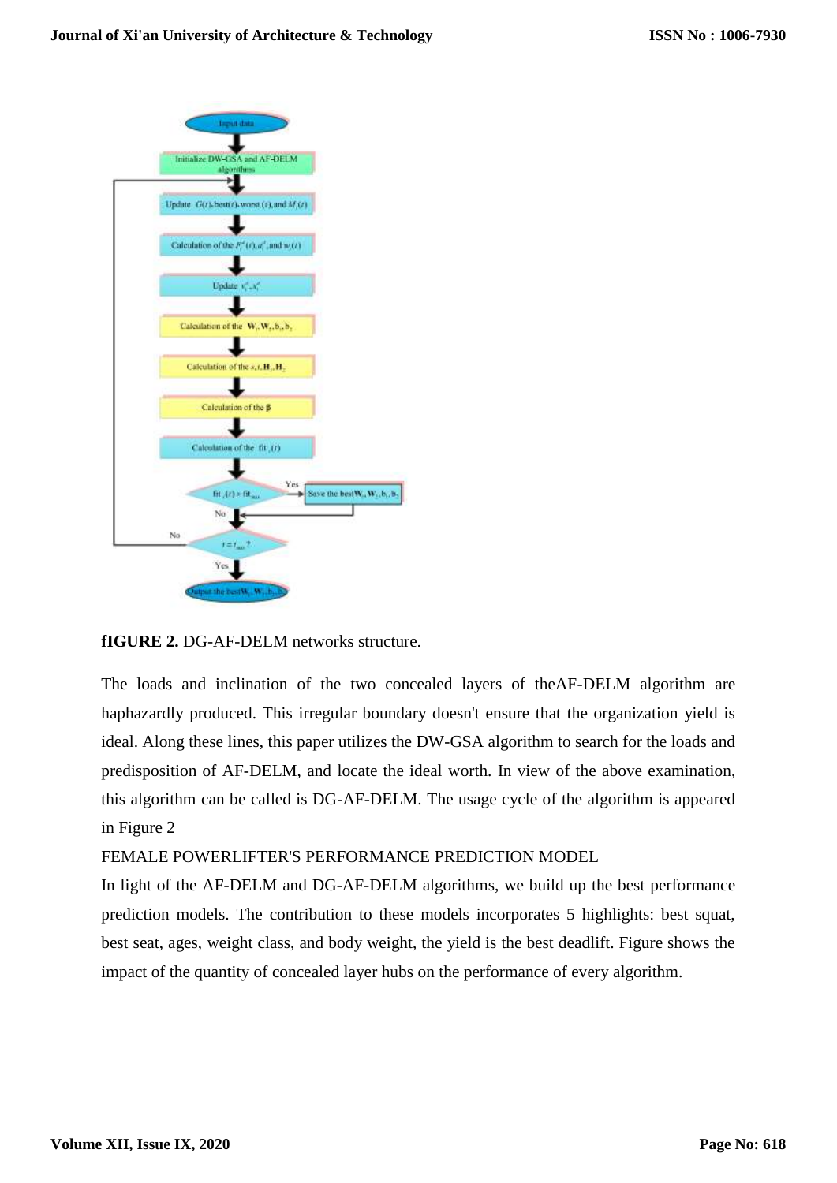**fIGURE 2.** DG-AF-DELM networks structure.

The loads and inclination of the two concealed layers of theAF-DELM algorithm are haphazardly produced. This irregular boundary doesn't ensure that the organization yield is ideal. Along these lines, this paper utilizes the DW-GSA algorithm to search for the loads and predisposition of AF-DELM, and locate the ideal worth. In view of the above examination, this algorithm can be called is DG-AF-DELM. The usage cycle of the algorithm is appeared in Figure 2

FEMALE POWERLIFTER'S PERFORMANCE PREDICTION MODEL

In light of the AF-DELM and DG-AF-DELM algorithms, we build up the best performance prediction models. The contribution to these models incorporates 5 highlights: best squat, best seat, ages, weight class, and body weight, the yield is the best deadlift. Figure shows the impact of the quantity of concealed layer hubs on the performance of every algorithm.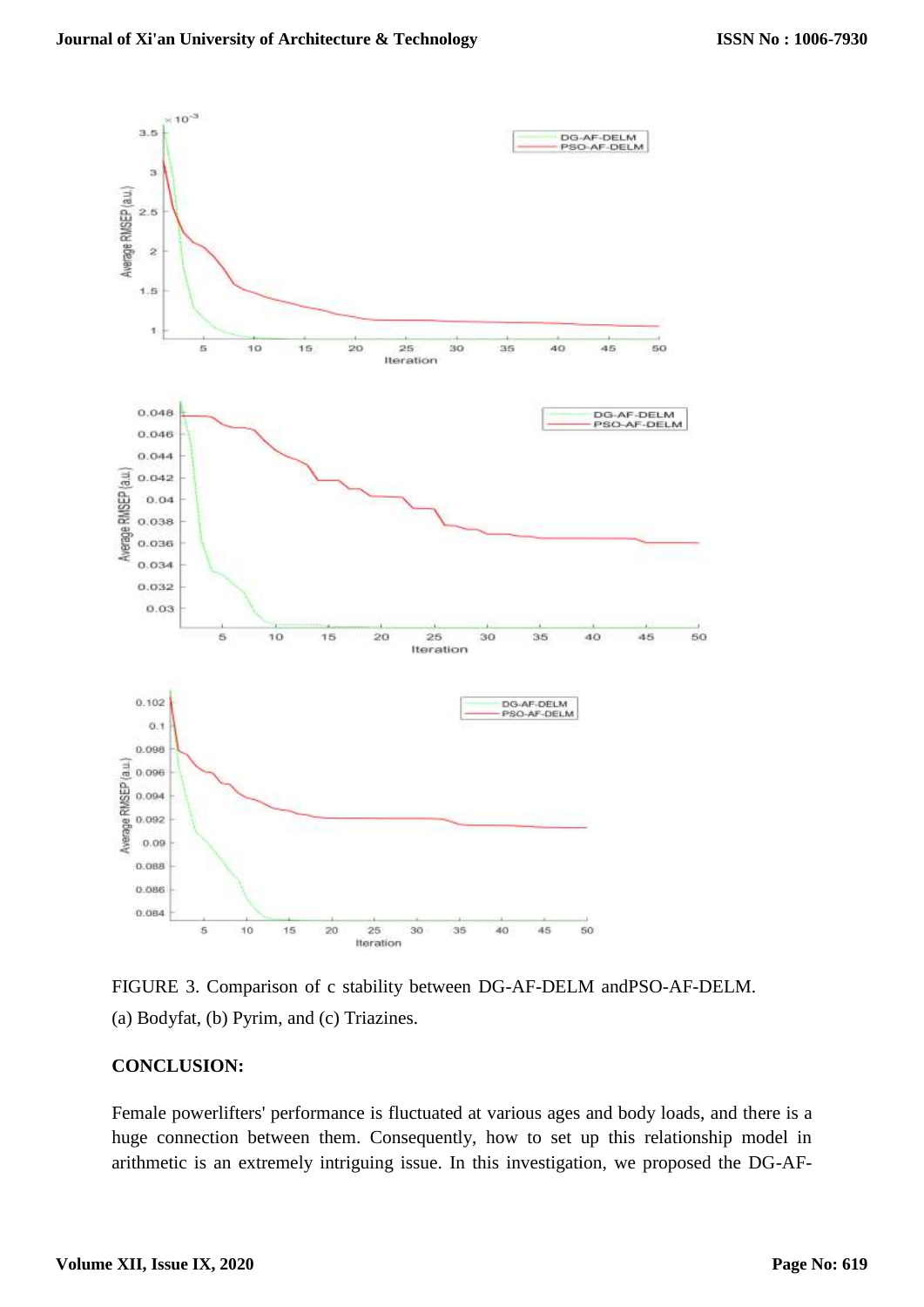FIGURE 3. Comparison of c stability between DG-AF-DELM andPSO-AF-DELM. (a) Bodyfat, (b) Pyrim, and (c) Triazines.

**CONCLUSION:**

Female powerlifters' performance is fluctuated at various ages and body loads, and there is a huge connection between them. Consequently, how to set up this relationship model in arithmetic is an extremely intriguing issue. In this investigation, we proposed the DG-AF-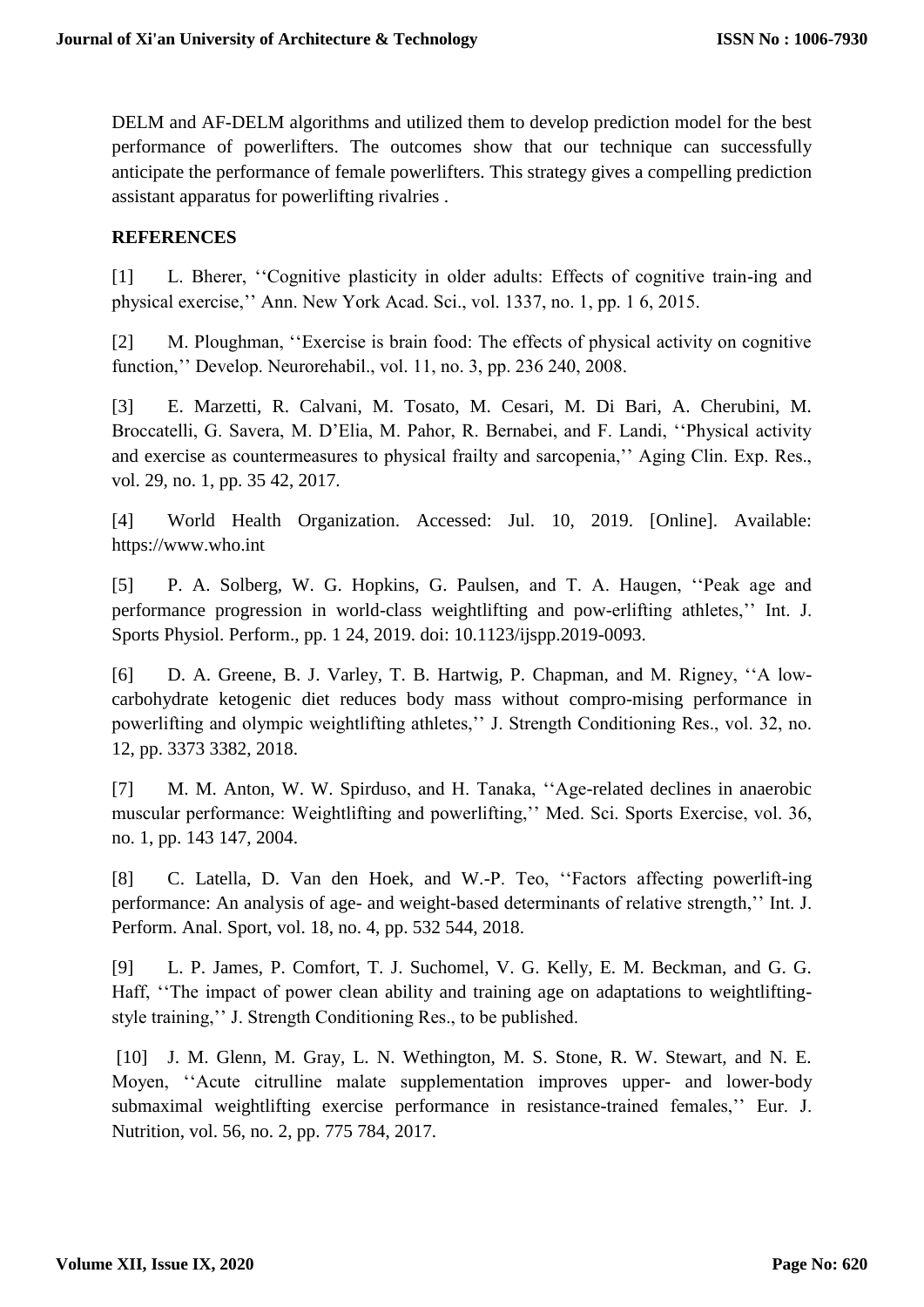DELM and AF-DELM algorithms and utilized them to develop prediction model for the best performance of powerlifters. The outcomes show that our technique can successfully anticipate the performance of female powerlifters. This strategy gives a compelling prediction assistant apparatus for powerlifting rivalries .

## REFERENCES

[1] L. Bherer, ''Cognitive plasticity in older adults: Effects of cognitive train-ing and physical exercise,'' Ann. New York Acad. Sci., vol. 1337, no. 1, pp. 1 6, 2015.

[2] M. Ploughman, ''Exercise is brain food: The effects of physical activity on cognitive function,'' Develop. Neurorehabil., vol. 11, no. 3, pp. 236 240, 2008.

[3] E. Marzetti, R. Calvani, M. Tosato, M. Cesari, M. Di Bari, A. Cherubini, M. Broccatelli, G. Savera, M. D'Elia, M. Pahor, R. Bernabei, and F. Landi, ''Physical activity and exercise as countermeasures to physical frailty and sarcopenia,'' Aging Clin. Exp. Res., vol. 29, no. 1, pp. 35 42, 2017.

[4] World Health Organization. Accessed: Jul. 10, 2019. [Online]. Available: https://www.who.int

[5] P. A. Solberg, W. G. Hopkins, G. Paulsen, and T. A. Haugen, ''Peak age and performance progression in world-class weightlifting and pow-erlifting athletes,'' Int. J. Sports Physiol. Perform., pp. 1 24, 2019. doi: 10.1123/ijspp.2019-0093.

[6] D. A. Greene, B. J. Varley, T. B. Hartwig, P. Chapman, and M. Rigney, ''A low-carbohydrate ketogenic diet reduces body mass without compro-mising performance in powerlifting and olympic weightlifting athletes,'' J. Strength Conditioning Res., vol. 32, no. 12, pp. 3373 3382, 2018.

[7] M. M. Anton, W. W. Spirduso, and H. Tanaka, ''Age-related declines in anaerobic muscular performance: Weightlifting and powerlifting,'' Med. Sci. Sports Exercise, vol. 36, no. 1, pp. 143 147, 2004.

[8] C. Latella, D. Van den Hoek, and W.-P. Teo, ''Factors affecting powerlift-ing performance: An analysis of age- and weight-based determinants of relative strength,'' Int. J. Perform. Anal. Sport, vol. 18, no. 4, pp. 532 544, 2018.

[9] L. P. James, P. Comfort, T. J. Suchomel, V. G. Kelly, E. M. Beckman, and G. G. Haff, ''The impact of power clean ability and training age on adaptations to weightlifting-style training,'' J. Strength Conditioning Res., to be published.

[10] J. M. Glenn, M. Gray, L. N. Wethington, M. S. Stone, R. W. Stewart, and N. E. Moyen, ''Acute citrulline malate supplementation improves upper- and lower-body submaximal weightlifting exercise performance in resistance-trained females,'' Eur. J. Nutrition, vol. 56, no. 2, pp. 775 784, 2017.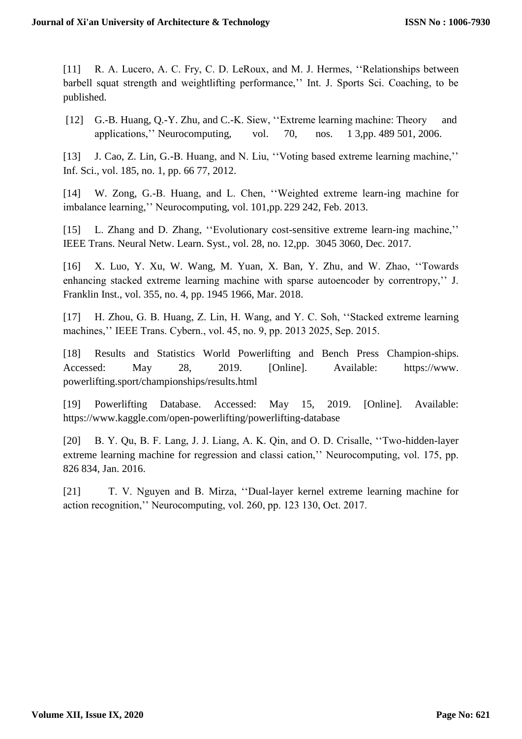[11] R. A. Lucero, A. C. Fry, C. D. LeRoux, and M. J. Hermes, ''Relationships between barbell squat strength and weightlifting performance,'' Int. J. Sports Sci. Coaching, to be published.

[12] G.-B. Huang, Q.-Y. Zhu, and C.-K. Siew, ''Extreme learning machine: Theory and applications,'' Neurocomputing, vol. 70, nos. 1 3,pp. 489 501, 2006.

[13] J. Cao, Z. Lin, G.-B. Huang, and N. Liu, ''Voting based extreme learning machine,'' Inf. Sci., vol. 185, no. 1, pp. 66 77, 2012.

[14] W. Zong, G.-B. Huang, and L. Chen, ''Weighted extreme learn-ing machine for imbalance learning,'' Neurocomputing, vol. 101,pp. 229 242, Feb. 2013.

[15] L. Zhang and D. Zhang, ''Evolutionary cost-sensitive extreme learn-ing machine,'' IEEE Trans. Neural Netw. Learn. Syst., vol. 28, no. 12,pp. 3045 3060, Dec. 2017.

[16] X. Luo, Y. Xu, W. Wang, M. Yuan, X. Ban, Y. Zhu, and W. Zhao, ''Towards enhancing stacked extreme learning machine with sparse autoencoder by correntropy,'' J. Franklin Inst., vol. 355, no. 4, pp. 1945 1966, Mar. 2018.

[17] H. Zhou, G. B. Huang, Z. Lin, H. Wang, and Y. C. Soh, ''Stacked extreme learning machines,'' IEEE Trans. Cybern., vol. 45, no. 9, pp. 2013 2025, Sep. 2015.

[18] Results and Statistics World Powerlifting and Bench Press Champion-ships. Accessed: May 28, 2019. [Online]. Available: https://www. powerlifting.sport/championships/results.html

[19] Powerlifting Database. Accessed: May 15, 2019. [Online]. Available: https://www.kaggle.com/open-powerlifting/powerlifting-database

[20] B. Y. Qu, B. F. Lang, J. J. Liang, A. K. Qin, and O. D. Crisalle, ''Two-hidden-layer extreme learning machine for regression and classi cation,'' Neurocomputing, vol. 175, pp. 826 834, Jan. 2016.

[21] T. V. Nguyen and B. Mirza, ''Dual-layer kernel extreme learning machine for action recognition,'' Neurocomputing, vol. 260, pp. 123 130, Oct. 2017.